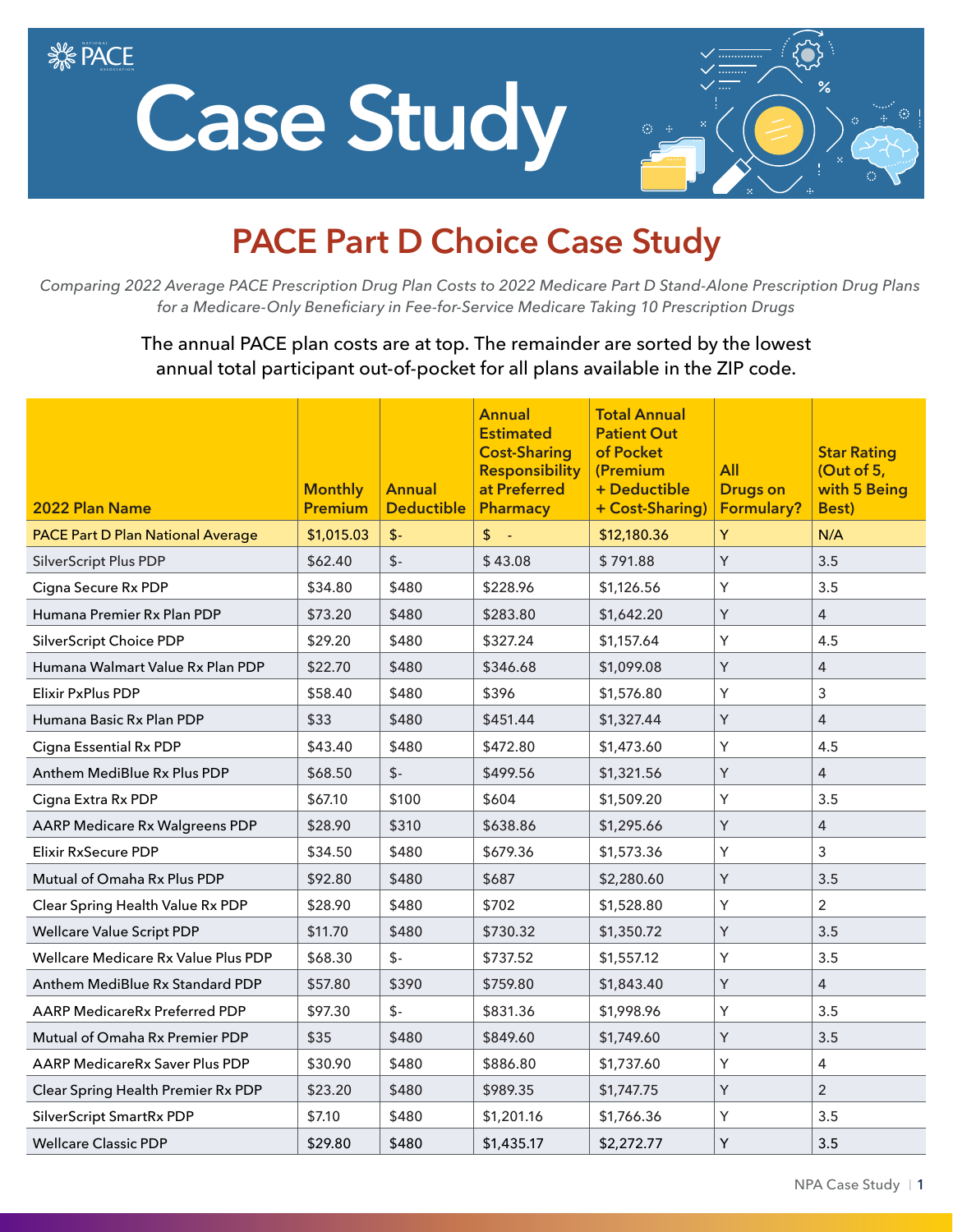# Case Study

## PACE Part D Choice Case Study

*Comparing 2022 Average PACE Prescription Drug Plan Costs to 2022 Medicare Part D Stand-Alone Prescription Drug Plans for a Medicare-Only Beneficiary in Fee-for-Service Medicare Taking 10 Prescription Drugs*

The annual PACE plan costs are at top. The remainder are sorted by the lowest annual total participant out-of-pocket for all plans available in the ZIP code.

| 2022 Plan Name | Monthly Premium | Annual Deductible | Annual Estimated Cost-Sharing Responsibility at Preferred Pharmacy | Total Annual Patient Out of Pocket (Premium + Deductible + Cost-Sharing) | All Drugs on Formulary? | Star Rating (Out of 5, with 5 Being Best) |
|---|---|---|---|---|---|---|
| PACE Part D Plan National Average | $1,015.03 | $- | $ - | $12,180.36 | Y | N/A |
| SilverScript Plus PDP | $62.40 | $- | $ 43.08 | $ 791.88 | Y | 3.5 |
| Cigna Secure Rx PDP | $34.80 | $480 | $228.96 | $1,126.56 | Y | 3.5 |
| Humana Premier Rx Plan PDP | $73.20 | $480 | $283.80 | $1,642.20 | Y | 4 |
| SilverScript Choice PDP | $29.20 | $480 | $327.24 | $1,157.64 | Y | 4.5 |
| Humana Walmart Value Rx Plan PDP | $22.70 | $480 | $346.68 | $1,099.08 | Y | 4 |
| Elixir PxPlus PDP | $58.40 | $480 | $396 | $1,576.80 | Y | 3 |
| Humana Basic Rx Plan PDP | $33 | $480 | $451.44 | $1,327.44 | Y | 4 |
| Cigna Essential Rx PDP | $43.40 | $480 | $472.80 | $1,473.60 | Y | 4.5 |
| Anthem MediBlue Rx Plus PDP | $68.50 | $- | $499.56 | $1,321.56 | Y | 4 |
| Cigna Extra Rx PDP | $67.10 | $100 | $604 | $1,509.20 | Y | 3.5 |
| AARP Medicare Rx Walgreens PDP | $28.90 | $310 | $638.86 | $1,295.66 | Y | 4 |
| Elixir RxSecure PDP | $34.50 | $480 | $679.36 | $1,573.36 | Y | 3 |
| Mutual of Omaha Rx Plus PDP | $92.80 | $480 | $687 | $2,280.60 | Y | 3.5 |
| Clear Spring Health Value Rx PDP | $28.90 | $480 | $702 | $1,528.80 | Y | 2 |
| Wellcare Value Script PDP | $11.70 | $480 | $730.32 | $1,350.72 | Y | 3.5 |
| Wellcare Medicare Rx Value Plus PDP | $68.30 | $- | $737.52 | $1,557.12 | Y | 3.5 |
| Anthem MediBlue Rx Standard PDP | $57.80 | $390 | $759.80 | $1,843.40 | Y | 4 |
| AARP MedicareRx Preferred PDP | $97.30 | $- | $831.36 | $1,998.96 | Y | 3.5 |
| Mutual of Omaha Rx Premier PDP | $35 | $480 | $849.60 | $1,749.60 | Y | 3.5 |
| AARP MedicareRx Saver Plus PDP | $30.90 | $480 | $886.80 | $1,737.60 | Y | 4 |
| Clear Spring Health Premier Rx PDP | $23.20 | $480 | $989.35 | $1,747.75 | Y | 2 |
| SilverScript SmartRx PDP | $7.10 | $480 | $1,201.16 | $1,766.36 | Y | 3.5 |
| Wellcare Classic PDP | $29.80 | $480 | $1,435.17 | $2,272.77 | Y | 3.5 |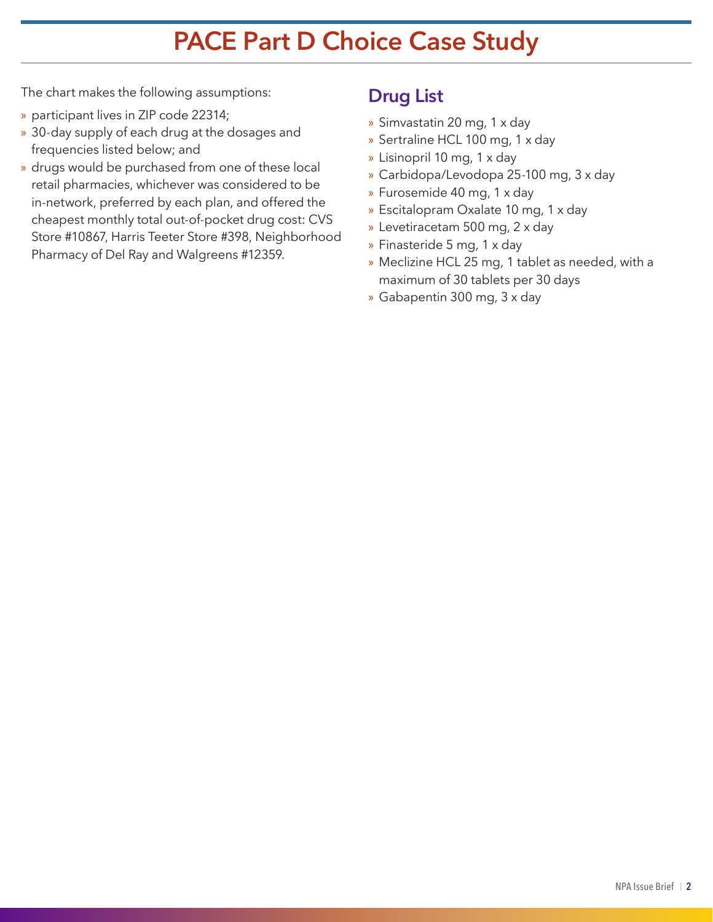# PACE Part D Choice Case Study

The chart makes the following assumptions:

- participant lives in ZIP code 22314;
- 30-day supply of each drug at the dosages and frequencies listed below; and
- drugs would be purchased from one of these local retail pharmacies, whichever was considered to be in-network, preferred by each plan, and offered the cheapest monthly total out-of-pocket drug cost: CVS Store #10867, Harris Teeter Store #398, Neighborhood Pharmacy of Del Ray and Walgreens #12359.

## Drug List

- Simvastatin 20 mg, 1 x day
- Sertraline HCL 100 mg, 1 x day
- Lisinopril 10 mg, 1 x day
- Carbidopa/Levodopa 25-100 mg, 3 x day
- Furosemide 40 mg, 1 x day
- Escitalopram Oxalate 10 mg, 1 x day
- Levetiracetam 500 mg, 2 x day
- Finasteride 5 mg, 1 x day
- Meclizine HCL 25 mg, 1 tablet as needed, with a maximum of 30 tablets per 30 days
- Gabapentin 300 mg, 3 x day